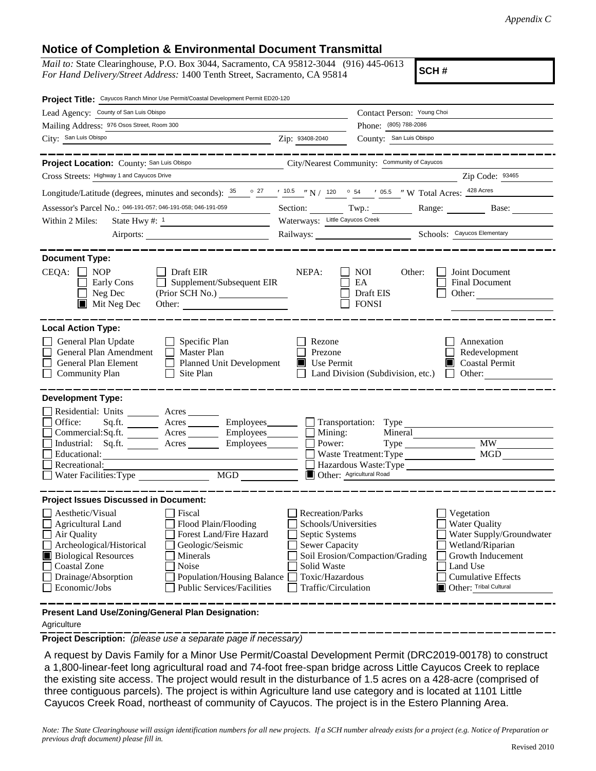*Appendix C*

## Notice of Completion & Environmental Document Transmittal

*Mail to:* State Clearinghouse, P.O. Box 3044, Sacramento, CA 95812-3044 (916) 445-0613
*For Hand Delivery/Street Address:* 1400 Tenth Street, Sacramento, CA 95814

**SCH #**

**Project Title:** Cayucos Ranch Minor Use Permit/Coastal Development Permit ED20-120

Lead Agency: County of San Luis Obispo | Contact Person: Young Choi
Mailing Address: 976 Osos Street, Room 300 | Phone: (805) 788-2086
City: San Luis Obispo | Zip: 93408-2040 | County: San Luis Obispo

---

**Project Location:** County: San Luis Obispo | City/Nearest Community: Community of Cayucos
Cross Streets: Highway 1 and Cayucos Drive | Zip Code: 93465
Longitude/Latitude (degrees, minutes and seconds): 35 ° 27 ′ 10.5 ″ N / 120 ° 54 ′ 05.5 ″ W Total Acres: 428 Acres
Assessor's Parcel No.: 046-191-057; 046-191-058; 046-191-059 | Section: | Twp.: | Range: | Base:
Within 2 Miles: State Hwy #: 1 | Waterways: Little Cayucos Creek
Airports: | Railways: | Schools: Cayucos Elementary

---

**Document Type:**

CEQA: ☐ NOP ☐ Early Cons ☐ Neg Dec ☒ Mit Neg Dec ☐ Draft EIR ☐ Supplement/Subsequent EIR (Prior SCH No.) ☐ Other:
NEPA: ☐ NOI ☐ EA ☐ Draft EIS ☐ FONSI
Other: ☐ Joint Document ☐ Final Document ☐ Other:

---

**Local Action Type:**

- ☐ General Plan Update
- ☐ General Plan Amendment
- ☐ General Plan Element
- ☐ Community Plan
- ☐ Specific Plan
- ☐ Master Plan
- ☐ Planned Unit Development
- ☐ Site Plan
- ☐ Rezone
- ☐ Prezone
- ☒ Use Permit
- ☐ Land Division (Subdivision, etc.)
- ☐ Annexation
- ☐ Redevelopment
- ☒ Coastal Permit
- ☐ Other:

---

**Development Type:**

- ☐ Residential: Units ___ Acres ___
- ☐ Office: Sq.ft. ___ Acres ___ Employees ___
- ☐ Commercial: Sq.ft. ___ Acres ___ Employees ___
- ☐ Industrial: Sq.ft. ___ Acres ___ Employees ___
- ☐ Educational:
- ☐ Recreational:
- ☐ Water Facilities: Type ___ MGD ___
- ☐ Transportation: Type
- ☐ Mining: Mineral
- ☐ Power: Type ___ MW
- ☐ Waste Treatment: Type ___ MGD
- ☐ Hazardous Waste: Type
- ☒ Other: Agricultural Road

---

**Project Issues Discussed in Document:**

- ☐ Aesthetic/Visual
- ☐ Agricultural Land
- ☐ Air Quality
- ☐ Archeological/Historical
- ☒ Biological Resources
- ☐ Coastal Zone
- ☐ Drainage/Absorption
- ☐ Economic/Jobs
- ☐ Fiscal
- ☐ Flood Plain/Flooding
- ☐ Forest Land/Fire Hazard
- ☐ Geologic/Seismic
- ☐ Minerals
- ☐ Noise
- ☐ Population/Housing Balance
- ☐ Public Services/Facilities
- ☐ Recreation/Parks
- ☐ Schools/Universities
- ☐ Septic Systems
- ☐ Sewer Capacity
- ☐ Soil Erosion/Compaction/Grading
- ☐ Solid Waste
- ☐ Toxic/Hazardous
- ☐ Traffic/Circulation
- ☐ Vegetation
- ☐ Water Quality
- ☐ Water Supply/Groundwater
- ☐ Wetland/Riparian
- ☐ Growth Inducement
- ☐ Land Use
- ☐ Cumulative Effects
- ☒ Other: Tribal Cultural

---

**Present Land Use/Zoning/General Plan Designation:**

Agriculture

**Project Description:** *(please use a separate page if necessary)*

A request by Davis Family for a Minor Use Permit/Coastal Development Permit (DRC2019-00178) to construct a 1,800-linear-feet long agricultural road and 74-foot free-span bridge across Little Cayucos Creek to replace the existing site access. The project would result in the disturbance of 1.5 acres on a 428-acre (comprised of three contiguous parcels). The project is within Agriculture land use category and is located at 1101 Little Cayucos Creek Road, northeast of community of Cayucos. The project is in the Estero Planning Area.

*Note: The State Clearinghouse will assign identification numbers for all new projects. If a SCH number already exists for a project (e.g. Notice of Preparation or previous draft document) please fill in.*

Revised 2010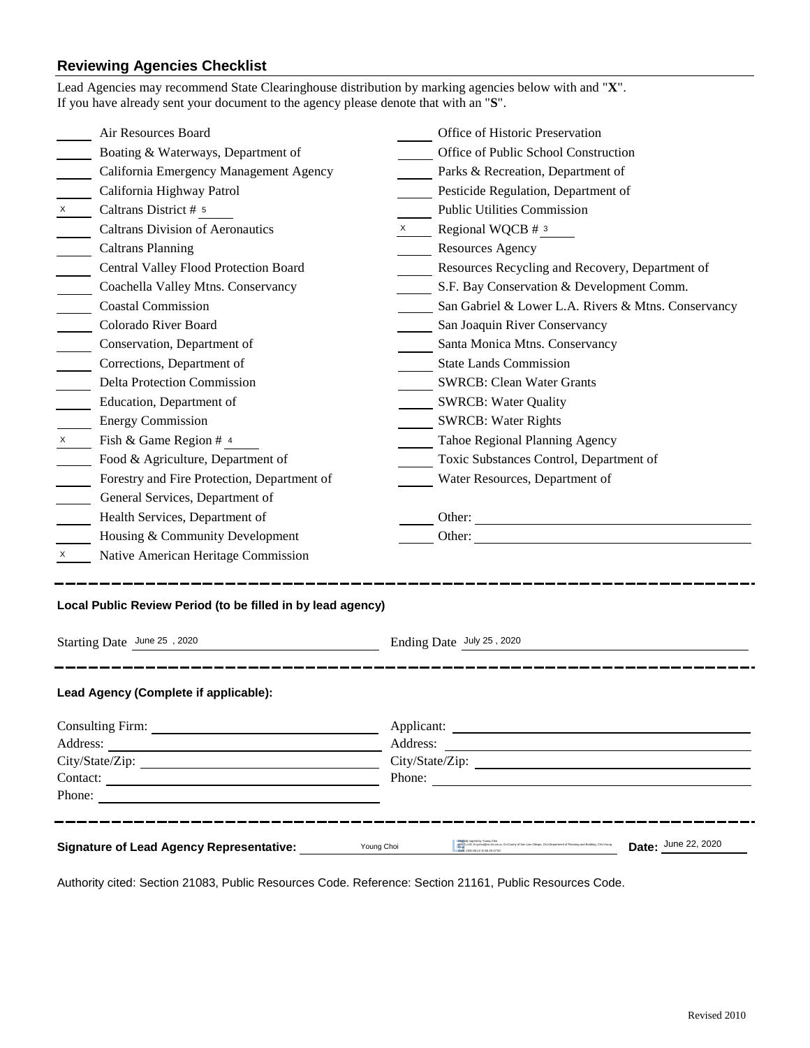## Reviewing Agencies Checklist

Lead Agencies may recommend State Clearinghouse distribution by marking agencies below with and "**X**".
If you have already sent your document to the agency please denote that with an "**S**".

| | | | |
|---|---|---|---|
| | Air Resources Board | | Office of Historic Preservation |
| | Boating & Waterways, Department of | | Office of Public School Construction |
| | California Emergency Management Agency | | Parks & Recreation, Department of |
| | California Highway Patrol | | Pesticide Regulation, Department of |
| X | Caltrans District # 5 | | Public Utilities Commission |
| | Caltrans Division of Aeronautics | X | Regional WQCB # 3 |
| | Caltrans Planning | | Resources Agency |
| | Central Valley Flood Protection Board | | Resources Recycling and Recovery, Department of |
| | Coachella Valley Mtns. Conservancy | | S.F. Bay Conservation & Development Comm. |
| | Coastal Commission | | San Gabriel & Lower L.A. Rivers & Mtns. Conservancy |
| | Colorado River Board | | San Joaquin River Conservancy |
| | Conservation, Department of | | Santa Monica Mtns. Conservancy |
| | Corrections, Department of | | State Lands Commission |
| | Delta Protection Commission | | SWRCB: Clean Water Grants |
| | Education, Department of | | SWRCB: Water Quality |
| | Energy Commission | | SWRCB: Water Rights |
| X | Fish & Game Region # 4 | | Tahoe Regional Planning Agency |
| | Food & Agriculture, Department of | | Toxic Substances Control, Department of |
| | Forestry and Fire Protection, Department of | | Water Resources, Department of |
| | General Services, Department of | | |
| | Health Services, Department of | | Other: |
| | Housing & Community Development | | Other: |
| X | Native American Heritage Commission | | |

---

**Local Public Review Period (to be filled in by lead agency)**

Starting Date June 25 , 2020 Ending Date July 25 , 2020

---

**Lead Agency (Complete if applicable):**

| | |
|---|---|
| Consulting Firm: | Applicant: |
| Address: | Address: |
| City/State/Zip: | City/State/Zip: |
| Contact: | Phone: |
| Phone: | |

---

**Signature of Lead Agency Representative:** Young Choi **Date:** June 22, 2020

Authority cited: Section 21083, Public Resources Code. Reference: Section 21161, Public Resources Code.

Revised 2010